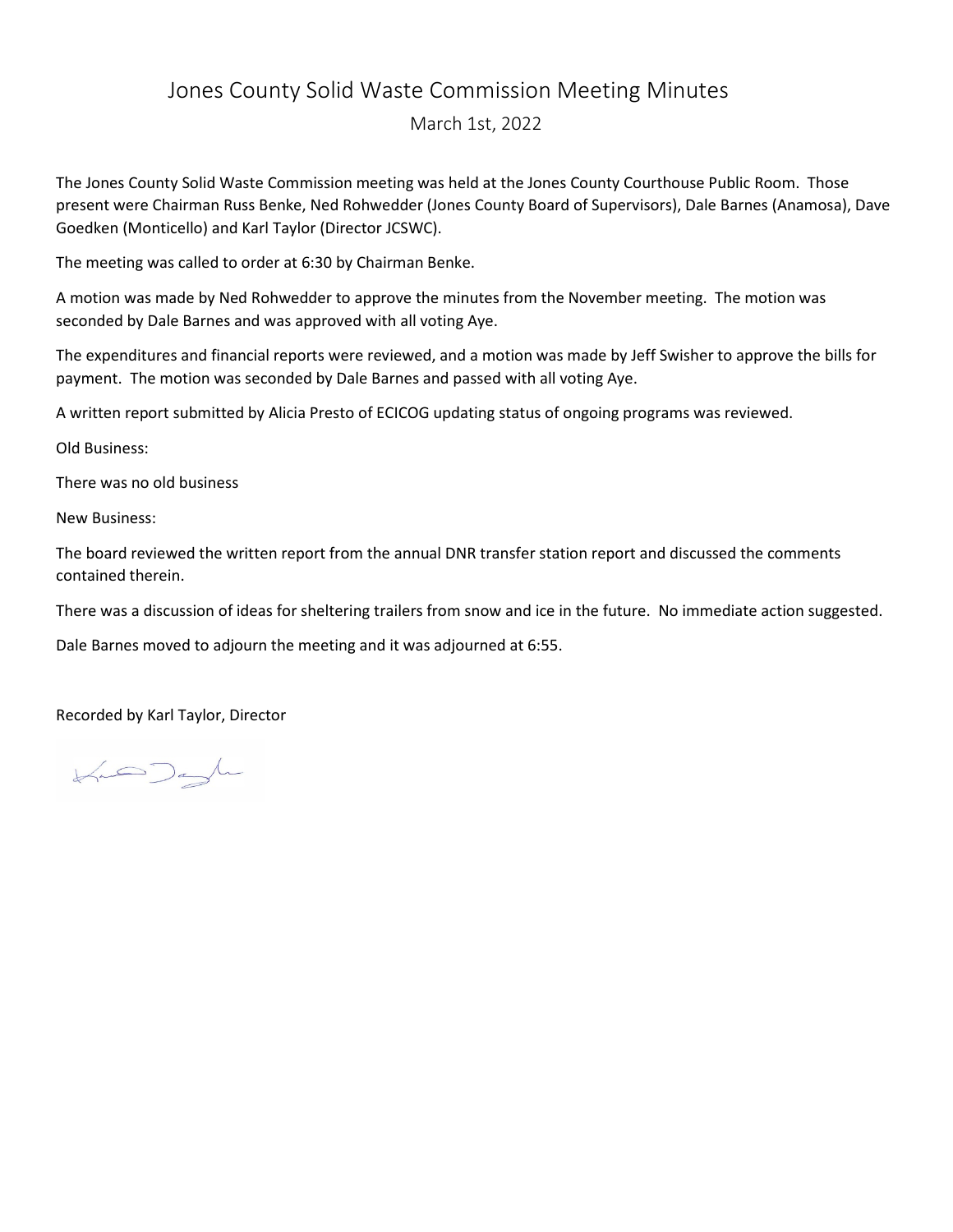# Jones County Solid Waste Commission Meeting Minutes

March 1st, 2022

The Jones County Solid Waste Commission meeting was held at the Jones County Courthouse Public Room. Those present were Chairman Russ Benke, Ned Rohwedder (Jones County Board of Supervisors), Dale Barnes (Anamosa), Dave Goedken (Monticello) and Karl Taylor (Director JCSWC).

The meeting was called to order at 6:30 by Chairman Benke.

A motion was made by Ned Rohwedder to approve the minutes from the November meeting. The motion was seconded by Dale Barnes and was approved with all voting Aye.

The expenditures and financial reports were reviewed, and a motion was made by Jeff Swisher to approve the bills for payment. The motion was seconded by Dale Barnes and passed with all voting Aye.

A written report submitted by Alicia Presto of ECICOG updating status of ongoing programs was reviewed.

Old Business:

There was no old business

New Business:

The board reviewed the written report from the annual DNR transfer station report and discussed the comments contained therein.

There was a discussion of ideas for sheltering trailers from snow and ice in the future. No immediate action suggested.

Dale Barnes moved to adjourn the meeting and it was adjourned at 6:55.

Recorded by Karl Taylor, Director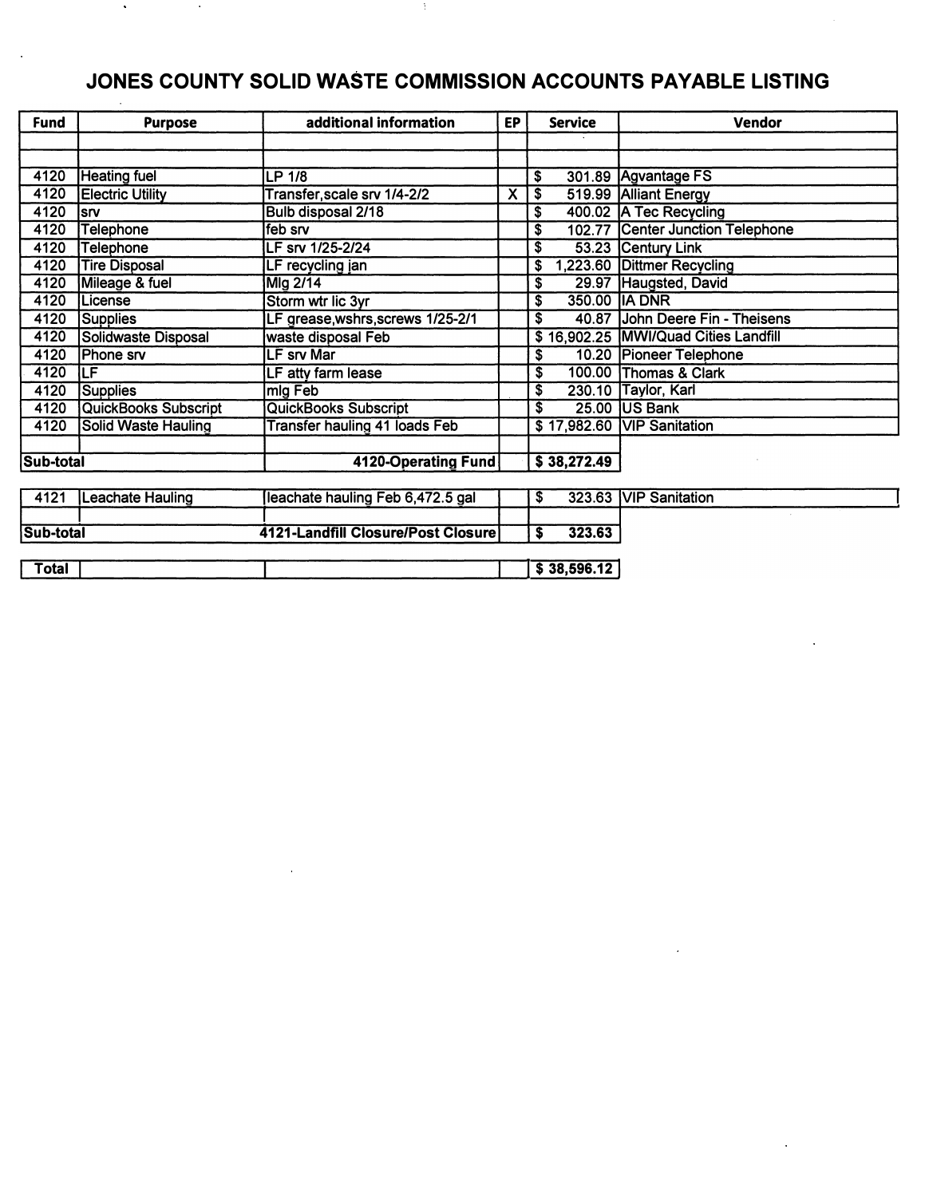# JONES COUNTY SOLID WASTE COMMISSION ACCOUNTS PAYABLE LISTING

| Fund | Purpose | additional information | EP | Service | Vendor |
|---|---|---|---|---|---|
| | | | | | |
| | | | | | |
| 4120 | Heating fuel | LP 1/8 | | $ 301.89 | Agvantage FS |
| 4120 | Electric Utility | Transfer,scale srv 1/4-2/2 | X | $ 519.99 | Alliant Energy |
| 4120 | srv | Bulb disposal 2/18 | | $ 400.02 | A Tec Recycling |
| 4120 | Telephone | feb srv | | $ 102.77 | Center Junction Telephone |
| 4120 | Telephone | LF srv 1/25-2/24 | | $ 53.23 | Century Link |
| 4120 | Tire Disposal | LF recycling jan | | $ 1,223.60 | Dittmer Recycling |
| 4120 | Mileage & fuel | Mlg 2/14 | | $ 29.97 | Haugsted, David |
| 4120 | License | Storm wtr lic 3yr | | $ 350.00 | IA DNR |
| 4120 | Supplies | LF grease,wshrs,screws 1/25-2/1 | | $ 40.87 | John Deere Fin - Theisens |
| 4120 | Solidwaste Disposal | waste disposal Feb | | $ 16,902.25 | MWI/Quad Cities Landfill |
| 4120 | Phone srv | LF srv Mar | | $ 10.20 | Pioneer Telephone |
| 4120 | LF | LF atty farm lease | | $ 100.00 | Thomas & Clark |
| 4120 | Supplies | mlg Feb | | $ 230.10 | Taylor, Karl |
| 4120 | QuickBooks Subscript | QuickBooks Subscript | | $ 25.00 | US Bank |
| 4120 | Solid Waste Hauling | Transfer hauling 41 loads Feb | | $ 17,982.60 | VIP Sanitation |
| | | | | | |
| **Sub-total** | | **4120-Operating Fund** | | **$ 38,272.49** | |
| | | | | | |
| 4121 | Leachate Hauling | leachate hauling Feb 6,472.5 gal | | $ 323.63 | VIP Sanitation |
| | | | | | |
| **Sub-total** | | **4121-Landfill Closure/Post Closure** | | **$ 323.63** | |
| | | | | | |
| **Total** | | | | **$ 38,596.12** | |